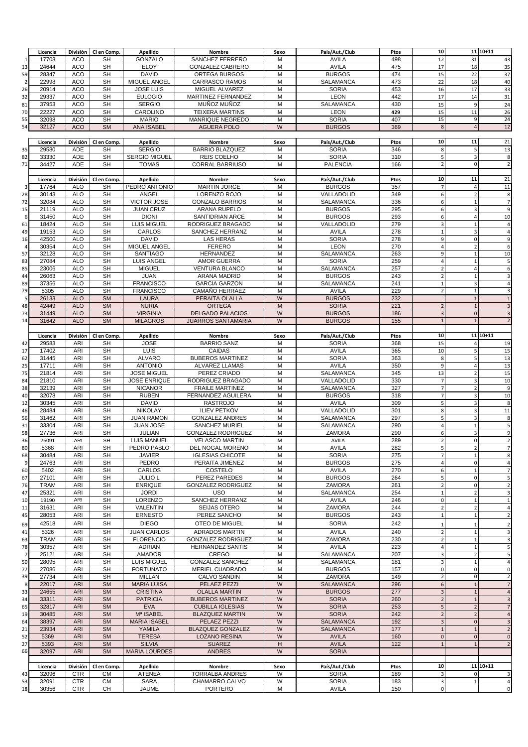| | Licencia | División | Cl en Comp. | Apellido | Nombre | Sexo | País/Aut./Club | Ptos | 10 | 11 | 10+11 |
|---|---|---|---|---|---|---|---|---|---|---|---|
| 1 | 17708 | ACO | SH | GONZALO | SANCHEZ FERRERO | M | AVILA | 498 | 12 | 31 | 43 |
| 13 | 24644 | ACO | SH | ELOY | GONZALEZ CABRERO | M | AVILA | 475 | 17 | 18 | 35 |
| 59 | 28347 | ACO | SH | DAVID | ORTEGA BURGOS | M | BURGOS | 474 | 15 | 22 | 37 |
| 2 | 22998 | ACO | SH | MIGUEL ANGEL | CARRASCO RAMOS | M | SALAMANCA | 473 | 22 | 18 | 40 |
| 26 | 20914 | ACO | SH | JOSE LUIS | MIGUEL ALVAREZ | M | SORIA | 453 | 16 | 17 | 33 |
| 32 | 29337 | ACO | SH | EULOGIO | MARTINEZ FERNANDEZ | M | LEON | 442 | 17 | 14 | 31 |
| 81 | 37953 | ACO | SH | SERGIO | MUÑOZ MUÑOZ | M | SALAMANCA | 430 | 15 | 9 | 24 |
| 70 | 22227 | ACO | SH | CAROLINO | TEIXERA MARTINS | M | LEON | 429 | 15 | 11 | 26 |
| 55 | 32098 | ACO | SH | MARIO | MANRIQUE NEGREDO | M | SORIA | 407 | 15 | 9 | 24 |
| 54 | 32127 | ACO | SM | ANA ISABEL | AGUERA POLO | W | BURGOS | 369 | 8 | 4 | 12 |

| | Licencia | División | Cl en Comp. | Apellido | Nombre | Sexo | País/Aut./Club | Ptos | 10 | 11 | 21 |
|---|---|---|---|---|---|---|---|---|---|---|---|
| 35 | 29580 | ADE | SH | SERGIO | BARRIO BLAZQUEZ | M | SORIA | 346 | 8 | 5 | 13 |
| 82 | 33330 | ADE | SH | SERGIO MIGUEL | REIS COELHO | M | SORIA | 310 | 5 | 3 | 8 |
| 71 | 34427 | ADE | SH | TOMAS | CORRAL BARRIUSO | M | PALENCIA | 166 | 2 | 0 | 2 |

| | Licencia | División | Cl en Comp. | Apellido | Nombre | Sexo | País/Aut./Club | Ptos | 10 | 11 | 21 |
|---|---|---|---|---|---|---|---|---|---|---|---|
| 3 | 17764 | ALO | SH | PEDRO ANTONIO | MARTIN JORGE | M | BURGOS | 357 | 7 | 4 | 11 |
| 28 | 30143 | ALO | SH | ANGEL | LORENZO ROJO | M | VALLADOLID | 349 | 6 | 2 | 8 |
| 72 | 32084 | ALO | SH | VICTOR JOSE | GONZALO BARRIOS | M | SALAMANCA | 336 | 6 | 1 | 7 |
| 15 | 21119 | ALO | SH | JUAN CRUZ | ARANA RUPELO | M | BURGOS | 295 | 6 | 3 | 9 |
| 6 | 31450 | ALO | SH | DIONI | SANTIDRIAN ARCE | M | BURGOS | 293 | 6 | 4 | 10 |
| 61 | 18424 | ALO | SH | LUIS MIGUEL | RODRIGUEZ BRAGADO | M | VALLADOLID | 279 | 3 | 1 | 4 |
| 49 | 19153 | ALO | SH | CARLOS | SANCHEZ HERRANZ | M | AVILA | 278 | 1 | 3 | 4 |
| 16 | 42500 | ALO | SH | DAVID | LAS HERAS | M | SORIA | 278 | 9 | 0 | 9 |
| 4 | 30354 | ALO | SH | MIGUEL ANGEL | FERERO | M | LEON | 270 | 4 | 2 | 6 |
| 57 | 32128 | ALO | SH | SANTIAGO | HERNANDEZ | M | SALAMANCA | 263 | 9 | 1 | 10 |
| 83 | 27084 | ALO | SH | LUIS ANGEL | AMOR GUERRA | M | SORIA | 259 | 4 | 1 | 5 |
| 85 | 23006 | ALO | SH | MIGUEL | VENTURA BLANCO | M | SALAMANCA | 257 | 2 | 4 | 6 |
| 44 | 26063 | ALO | SH | JUAN | ARANA MADRID | M | BURGOS | 243 | 2 | 1 | 3 |
| 89 | 37356 | ALO | SH | FRANCISCO | GARCIA GARZON | M | SALAMANCA | 241 | 1 | 3 | 4 |
| 79 | 5305 | ALO | SH | FRANCISCO | CAMAÑO HERRAEZ | M | AVILA | 229 | 2 | 1 | 3 |
| 5 | 26133 | ALO | SM | LAURA | PERAITA OLALLA | W | BURGOS | 232 | | 1 | 1 |
| 48 | 42449 | ALO | SM | NURIA | ORTEGA | M | SORIA | 221 | 2 | 1 | 3 |
| 73 | 31449 | ALO | SM | VIRGINIA | DELGADO PALACIOS | W | BURGOS | 186 | 3 | 0 | 3 |
| 14 | 31642 | ALO | SM | MILAGROS | JUARROS SANTAMARIA | W | BURGOS | 155 | 1 | 1 | 2 |

| | Licencia | División | Cl en Comp. | Apellido | Nombre | Sexo | País/Aut./Club | Ptos | 10 | 11 | 10+11 |
|---|---|---|---|---|---|---|---|---|---|---|---|
| 42 | 29583 | ARI | SH | JOSE | BARRIO SANZ | M | SORIA | 368 | 15 | 4 | 19 |
| 17 | 17402 | ARI | SH | LUIS | CAIDAS | M | AVILA | 365 | 10 | 5 | 15 |
| 62 | 31445 | ARI | SH | ALVARO | BUBEROS MARTINEZ | M | SORIA | 363 | 8 | 5 | 13 |
| 25 | 17711 | ARI | SH | ANTONIO | ALVAREZ LLAMAS | M | AVILA | 350 | 9 | 4 | 13 |
| 75 | 21814 | ARI | SH | JOSE MIGUEL | PEREZ CRIADO | M | SALAMANCA | 345 | 13 | 2 | 15 |
| 84 | 21810 | ARI | SH | JOSE ENRIQUE | RODRIGUEZ BRAGADO | M | VALLADOLID | 330 | 7 | 3 | 10 |
| 38 | 32139 | ARI | SH | NICANOR | FRAILE MARTINEZ | M | SALAMANCA | 327 | 7 | 2 | 9 |
| 40 | 32078 | ARI | SH | RUBEN | FERNANDEZ AGUILERA | M | BURGOS | 318 | 7 | 3 | 10 |
| 12 | 30345 | ARI | SH | DAVID | RASTROJO | M | AVILA | 309 | 5 | 3 | 8 |
| 46 | 28484 | ARI | SH | NIKOLAY | ILIEV PETKOV | M | VALLADOLID | 301 | 8 | 3 | 11 |
| 56 | 31462 | ARI | SH | JUAN RAMON | GONZALEZ ANDRES | M | SALAMANCA | 297 | 5 | 3 | 8 |
| 31 | 33304 | ARI | SH | JUAN JOSE | SANCHEZ MURIEL | M | SALAMANCA | 290 | 4 | 1 | 5 |
| 58 | 27736 | ARI | SH | JULIAN | GONZALEZ RODRIGUEZ | M | ZAMORA | 290 | 6 | 3 | 9 |
| 36 | 25091 | ARI | SH | LUIS MANUEL | VELASCO MARTIN | M | AVILA | 289 | 2 | 0 | 2 |
| 80 | 5368 | ARI | SH | PEDRO PABLO | DEL NOGAL MORENO | M | AVILA | 282 | 5 | 2 | 7 |
| 68 | 30484 | ARI | SH | JAVIER | IGLESIAS CHICOTE | M | SORIA | 275 | 7 | 1 | 8 |
| 9 | 24763 | ARI | SH | PEDRO | PERAITA JIMENEZ | M | BURGOS | 275 | 4 | 0 | 4 |
| 60 | 5402 | ARI | SH | CARLOS | COSTELO | M | AVILA | 270 | 6 | 1 | 7 |
| 67 | 27101 | ARI | SH | JULIO L | PEREZ PAREDES | M | BURGOS | 264 | 5 | 0 | 5 |
| 76 | TRAM | ARI | SH | ENRIQUE | GONZALEZ RODRIGUEZ | M | ZAMORA | 261 | 2 | 0 | 2 |
| 47 | 25321 | ARI | SH | JORDI | USO | M | SALAMANCA | 254 | 1 | 2 | 3 |
| 10 | 19190 | ARI | SH | LORENZO | SANCHEZ HERRANZ | M | AVILA | 246 | 0 | 1 | 1 |
| 11 | 31631 | ARI | SH | VALENTIN | SEIJAS OTERO | M | ZAMORA | 244 | 2 | 2 | 4 |
| 45 | 28053 | ARI | SH | ERNESTO | PEREZ SANCHO | M | BURGOS | 243 | 1 | 1 | 2 |
| 69 | 42518 | ARI | SH | DIEGO | OTEO DE MIGUEL | M | SORIA | 242 | 1 | 1 | 2 |
| 41 | 5326 | ARI | SH | JUAN CARLOS | ADRADOS MARTIN | M | AVILA | 240 | 2 | 1 | 3 |
| 63 | TRAM | ARI | SH | FLORENCIO | GONZALEZ RODRIGUEZ | M | ZAMORA | 230 | 2 | 1 | 3 |
| 78 | 30357 | ARI | SH | ADRIAN | HERNANDEZ SANTIS | M | AVILA | 223 | 4 | 1 | 5 |
| 7 | 25121 | ARI | SH | AMADOR | CREGO | M | SALAMANCA | 207 | 3 | 2 | 5 |
| 50 | 28095 | ARI | SH | LUIS MIGUEL | GONZALEZ SANCHEZ | M | SALAMANCA | 181 | 3 | 1 | 4 |
| 77 | 27086 | ARI | SH | FORTUNATO | MERIEL CUADRADO | M | BURGOS | 157 | 0 | 0 | 0 |
| 39 | 27734 | ARI | SH | MILLAN | CALVO SANDIN | M | ZAMORA | 149 | 2 | 0 | 2 |
| 8 | 22017 | ARI | SM | MARIA LUISA | PELAEZ PEZZI | W | SALAMANCA | 296 | 6 | 1 | 7 |
| 33 | 24655 | ARI | SM | CRISTINA | OLALLA MARTIN | W | BURGOS | 277 | 3 | 1 | 4 |
| 34 | 33311 | ARI | SM | PATRICIA | BUBEROS MARTINEZ | W | SORIA | 260 | 2 | 1 | 3 |
| 65 | 32817 | ARI | SM | EVA | CUBILLA IGLESIAS | W | SORIA | 253 | 5 | 2 | 7 |
| 19 | 30485 | ARI | SM | Mª ISABEL | BLAZQUEZ MARTIN | W | SORIA | 242 | 2 | 2 | 4 |
| 64 | 38397 | ARI | SM | MARIA ISABEL | PELAEZ PEZZI | W | SALAMANCA | 192 | 3 | 0 | 3 |
| 21 | 23934 | ARI | SM | YAMILA | BLAZQUEZ GONZALEZ | W | SALAMANCA | 177 | 1 | 1 | 2 |
| 52 | 5369 | ARI | SM | TERESA | LOZANO RESINA | W | AVILA | 160 | 0 | 0 | 0 |
| 27 | 5393 | ARI | SM | SILVIA | SUAREZ | H | AVILA | 122 | 1 | 1 | 2 |
| 66 | 32097 | ARI | SM | MARIA LOURDES | ANDRES | W | SORIA | | | | |

| | Licencia | División | Cl en Comp. | Apellido | Nombre | Sexo | País/Aut./Club | Ptos | 10 | 11 | 10+11 |
|---|---|---|---|---|---|---|---|---|---|---|---|
| 43 | 32096 | CTR | CM | ATENEA | TORRALBA ANDRES | W | SORIA | 189 | 3 | 0 | 3 |
| 53 | 32091 | CTR | CM | SARA | CHAMARRO CALVO | W | SORIA | 183 | 3 | 1 | 4 |
| 18 | 30356 | CTR | CH | JAUME | PORTERO | M | AVILA | 150 | 0 | | 0 |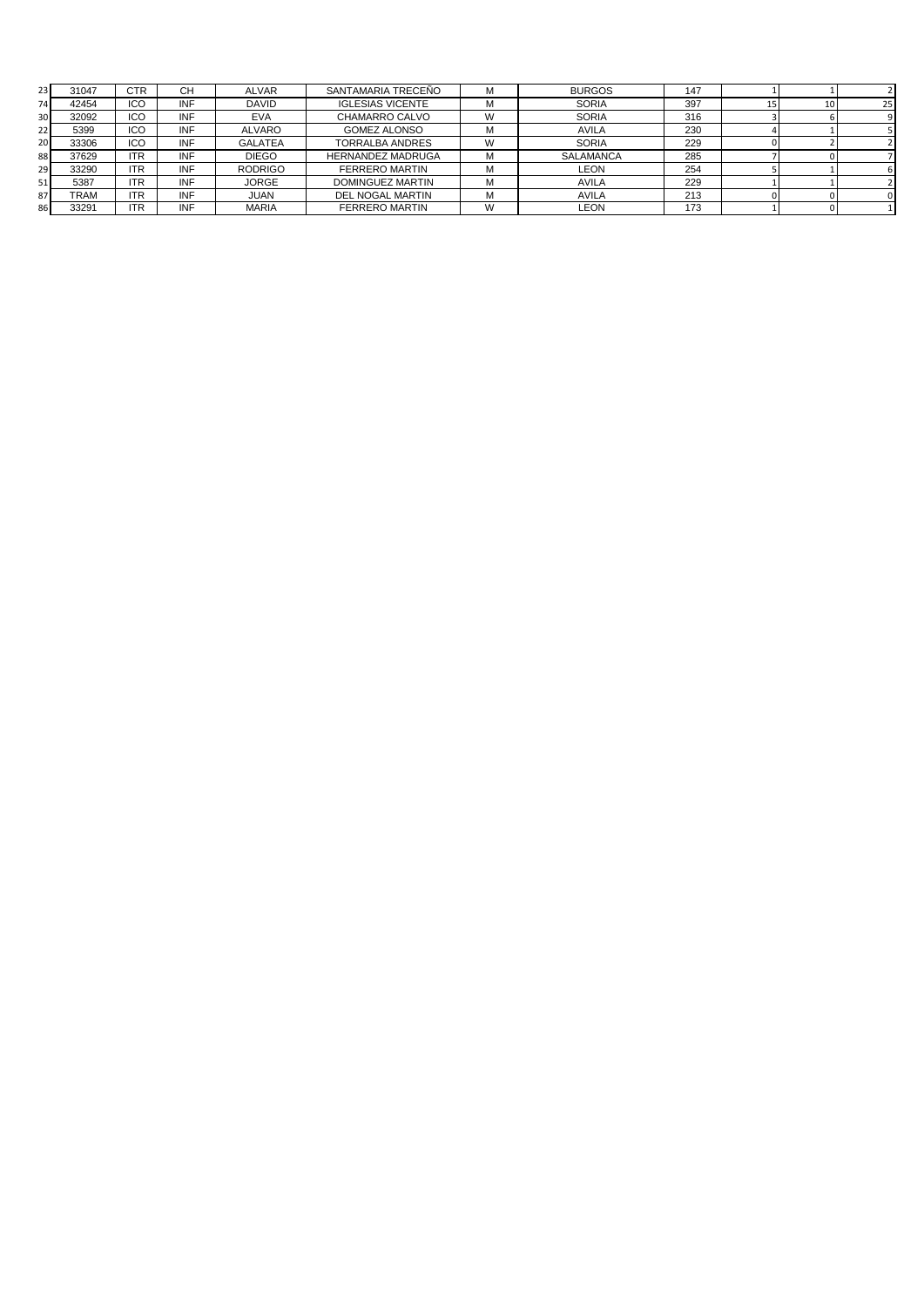| | | | | | | | | | | | |
|---|---|---|---|---|---|---|---|---|---|---|---|
| 23 | 31047 | CTR | CH | ALVAR | SANTAMARIA TRECEÑO | M | BURGOS | 147 | 1 | 1 | 2 |
| 74 | 42454 | ICO | INF | DAVID | IGLESIAS VICENTE | M | SORIA | 397 | 15 | 10 | 25 |
| 30 | 32092 | ICO | INF | EVA | CHAMARRO CALVO | W | SORIA | 316 | 3 | 6 | 9 |
| 22 | 5399 | ICO | INF | ALVARO | GOMEZ ALONSO | M | AVILA | 230 | 4 | 1 | 5 |
| 20 | 33306 | ICO | INF | GALATEA | TORRALBA ANDRES | W | SORIA | 229 | 0 | 2 | 2 |
| 88 | 37629 | ITR | INF | DIEGO | HERNANDEZ MADRUGA | M | SALAMANCA | 285 | 7 | 0 | 7 |
| 29 | 33290 | ITR | INF | RODRIGO | FERRERO MARTIN | M | LEON | 254 | 5 | 1 | 6 |
| 51 | 5387 | ITR | INF | JORGE | DOMINGUEZ MARTIN | M | AVILA | 229 | 1 | 1 | 2 |
| 87 | TRAM | ITR | INF | JUAN | DEL NOGAL MARTIN | M | AVILA | 213 | 0 | 0 | 0 |
| 86 | 33291 | ITR | INF | MARIA | FERRERO MARTIN | W | LEON | 173 | 1 | 0 | 1 |